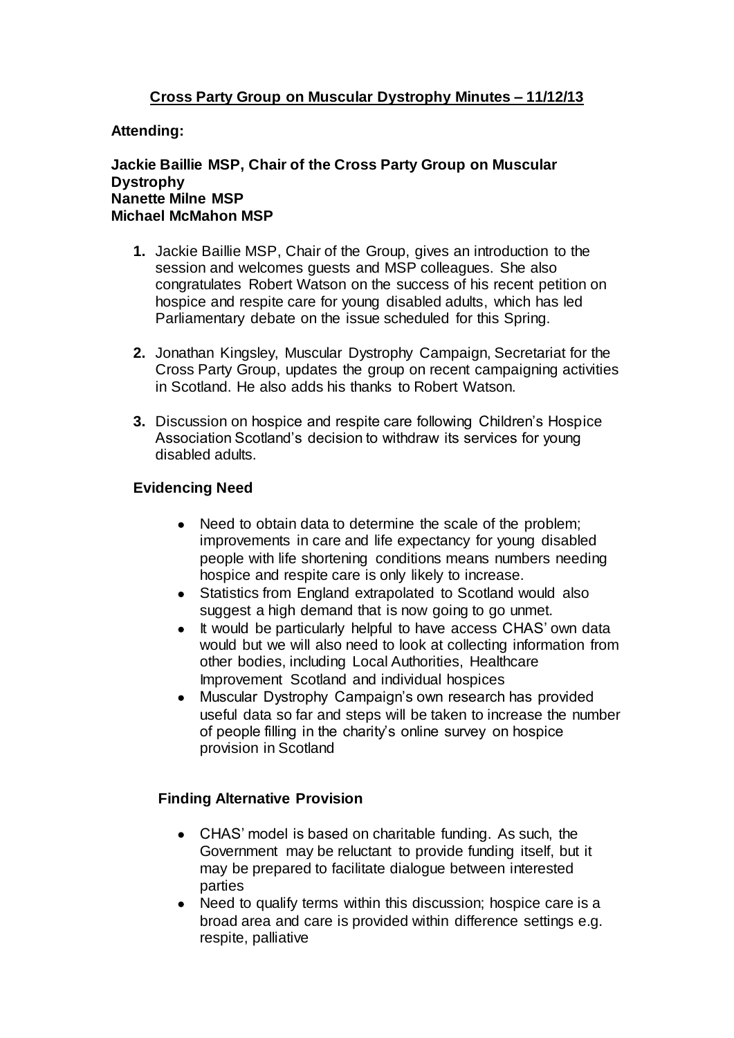# Cross Party Group on Muscular Dystrophy Minutes – 11/12/13

**Attending:**

**Jackie Baillie MSP, Chair of the Cross Party Group on Muscular Dystrophy**
**Nanette Milne MSP**
**Michael McMahon MSP**

1. Jackie Baillie MSP, Chair of the Group, gives an introduction to the session and welcomes guests and MSP colleagues. She also congratulates Robert Watson on the success of his recent petition on hospice and respite care for young disabled adults, which has led Parliamentary debate on the issue scheduled for this Spring.

2. Jonathan Kingsley, Muscular Dystrophy Campaign, Secretariat for the Cross Party Group, updates the group on recent campaigning activities in Scotland. He also adds his thanks to Robert Watson.

3. Discussion on hospice and respite care following Children's Hospice Association Scotland's decision to withdraw its services for young disabled adults.

### Evidencing Need

- Need to obtain data to determine the scale of the problem; improvements in care and life expectancy for young disabled people with life shortening conditions means numbers needing hospice and respite care is only likely to increase.
- Statistics from England extrapolated to Scotland would also suggest a high demand that is now going to go unmet.
- It would be particularly helpful to have access CHAS' own data would but we will also need to look at collecting information from other bodies, including Local Authorities, Healthcare Improvement Scotland and individual hospices
- Muscular Dystrophy Campaign's own research has provided useful data so far and steps will be taken to increase the number of people filling in the charity's online survey on hospice provision in Scotland

### Finding Alternative Provision

- CHAS' model is based on charitable funding. As such, the Government may be reluctant to provide funding itself, but it may be prepared to facilitate dialogue between interested parties
- Need to qualify terms within this discussion; hospice care is a broad area and care is provided within difference settings e.g. respite, palliative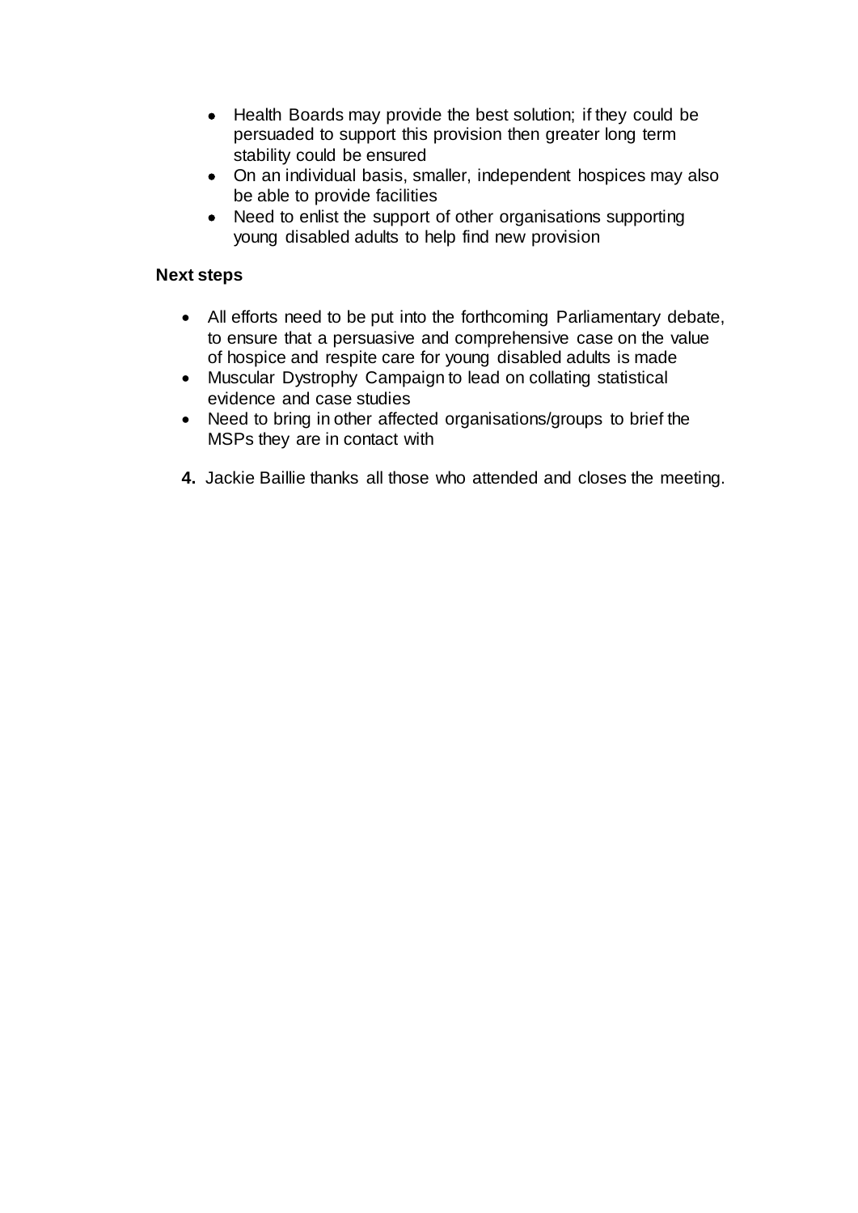- Health Boards may provide the best solution; if they could be persuaded to support this provision then greater long term stability could be ensured
- On an individual basis, smaller, independent hospices may also be able to provide facilities
- Need to enlist the support of other organisations supporting young disabled adults to help find new provision

**Next steps**

- All efforts need to be put into the forthcoming Parliamentary debate, to ensure that a persuasive and comprehensive case on the value of hospice and respite care for young disabled adults is made
- Muscular Dystrophy Campaign to lead on collating statistical evidence and case studies
- Need to bring in other affected organisations/groups to brief the MSPs they are in contact with

**4.** Jackie Baillie thanks all those who attended and closes the meeting.